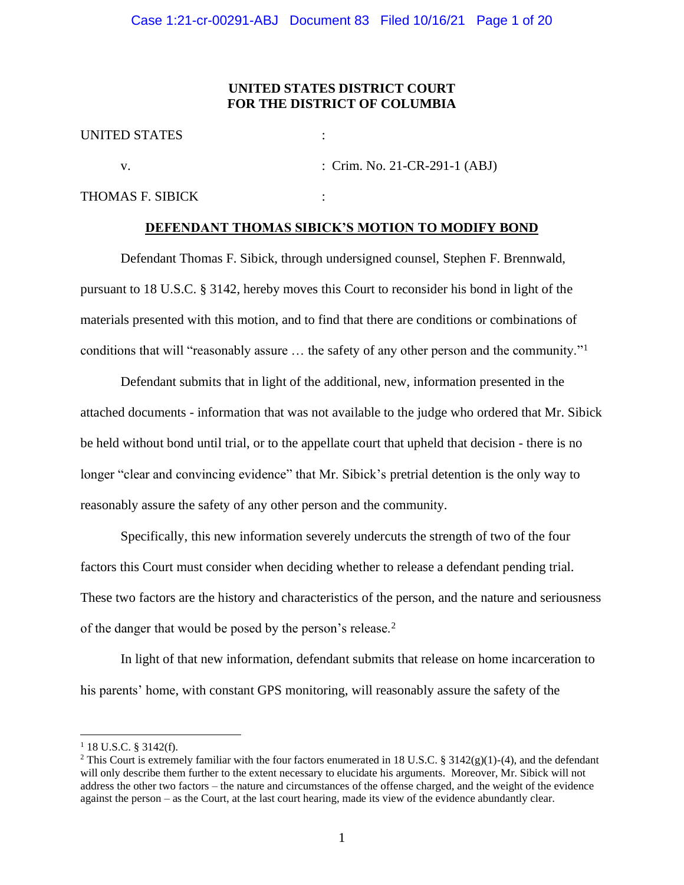**UNITED STATES DISTRICT COURT**
**FOR THE DISTRICT OF COLUMBIA**

UNITED STATES :

v. : Crim. No. 21-CR-291-1 (ABJ)

THOMAS F. SIBICK :

**DEFENDANT THOMAS SIBICK'S MOTION TO MODIFY BOND**

Defendant Thomas F. Sibick, through undersigned counsel, Stephen F. Brennwald, pursuant to 18 U.S.C. § 3142, hereby moves this Court to reconsider his bond in light of the materials presented with this motion, and to find that there are conditions or combinations of conditions that will "reasonably assure … the safety of any other person and the community."[1]

Defendant submits that in light of the additional, new, information presented in the attached documents - information that was not available to the judge who ordered that Mr. Sibick be held without bond until trial, or to the appellate court that upheld that decision - there is no longer "clear and convincing evidence" that Mr. Sibick's pretrial detention is the only way to reasonably assure the safety of any other person and the community.

Specifically, this new information severely undercuts the strength of two of the four factors this Court must consider when deciding whether to release a defendant pending trial. These two factors are the history and characteristics of the person, and the nature and seriousness of the danger that would be posed by the person's release.[2]

In light of that new information, defendant submits that release on home incarceration to his parents' home, with constant GPS monitoring, will reasonably assure the safety of the

---

[1] 18 U.S.C. § 3142(f).

[2] This Court is extremely familiar with the four factors enumerated in 18 U.S.C. § 3142(g)(1)-(4), and the defendant will only describe them further to the extent necessary to elucidate his arguments. Moreover, Mr. Sibick will not address the other two factors – the nature and circumstances of the offense charged, and the weight of the evidence against the person – as the Court, at the last court hearing, made its view of the evidence abundantly clear.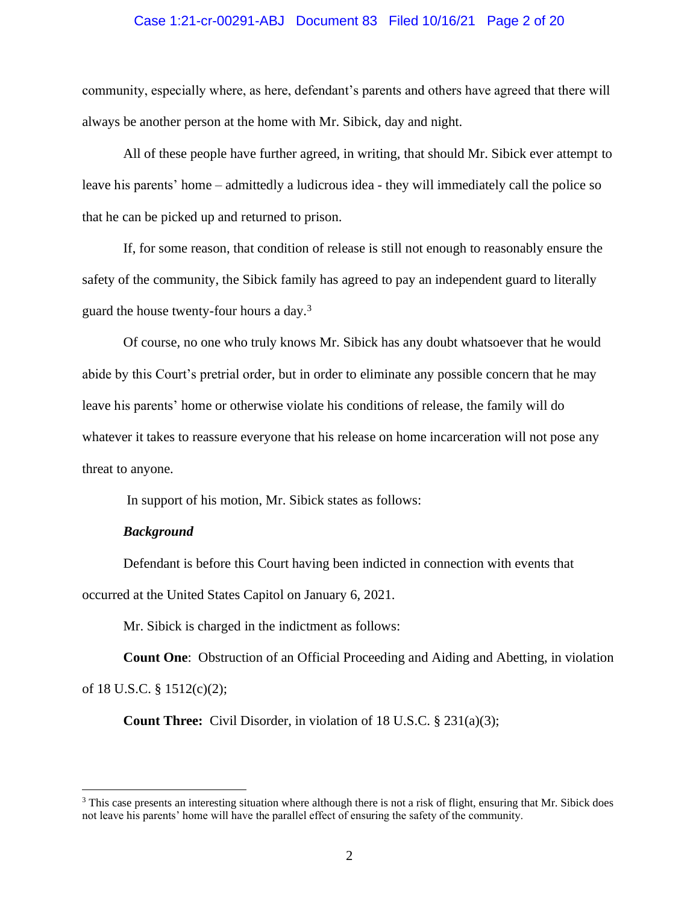community, especially where, as here, defendant's parents and others have agreed that there will always be another person at the home with Mr. Sibick, day and night.

All of these people have further agreed, in writing, that should Mr. Sibick ever attempt to leave his parents' home – admittedly a ludicrous idea - they will immediately call the police so that he can be picked up and returned to prison.

If, for some reason, that condition of release is still not enough to reasonably ensure the safety of the community, the Sibick family has agreed to pay an independent guard to literally guard the house twenty-four hours a day.[3]

Of course, no one who truly knows Mr. Sibick has any doubt whatsoever that he would abide by this Court's pretrial order, but in order to eliminate any possible concern that he may leave his parents' home or otherwise violate his conditions of release, the family will do whatever it takes to reassure everyone that his release on home incarceration will not pose any threat to anyone.

In support of his motion, Mr. Sibick states as follows:

***Background***

Defendant is before this Court having been indicted in connection with events that occurred at the United States Capitol on January 6, 2021.

Mr. Sibick is charged in the indictment as follows:

**Count One**: Obstruction of an Official Proceeding and Aiding and Abetting, in violation of 18 U.S.C. § 1512(c)(2);

**Count Three:** Civil Disorder, in violation of 18 U.S.C. § 231(a)(3);

---

[3] This case presents an interesting situation where although there is not a risk of flight, ensuring that Mr. Sibick does not leave his parents' home will have the parallel effect of ensuring the safety of the community.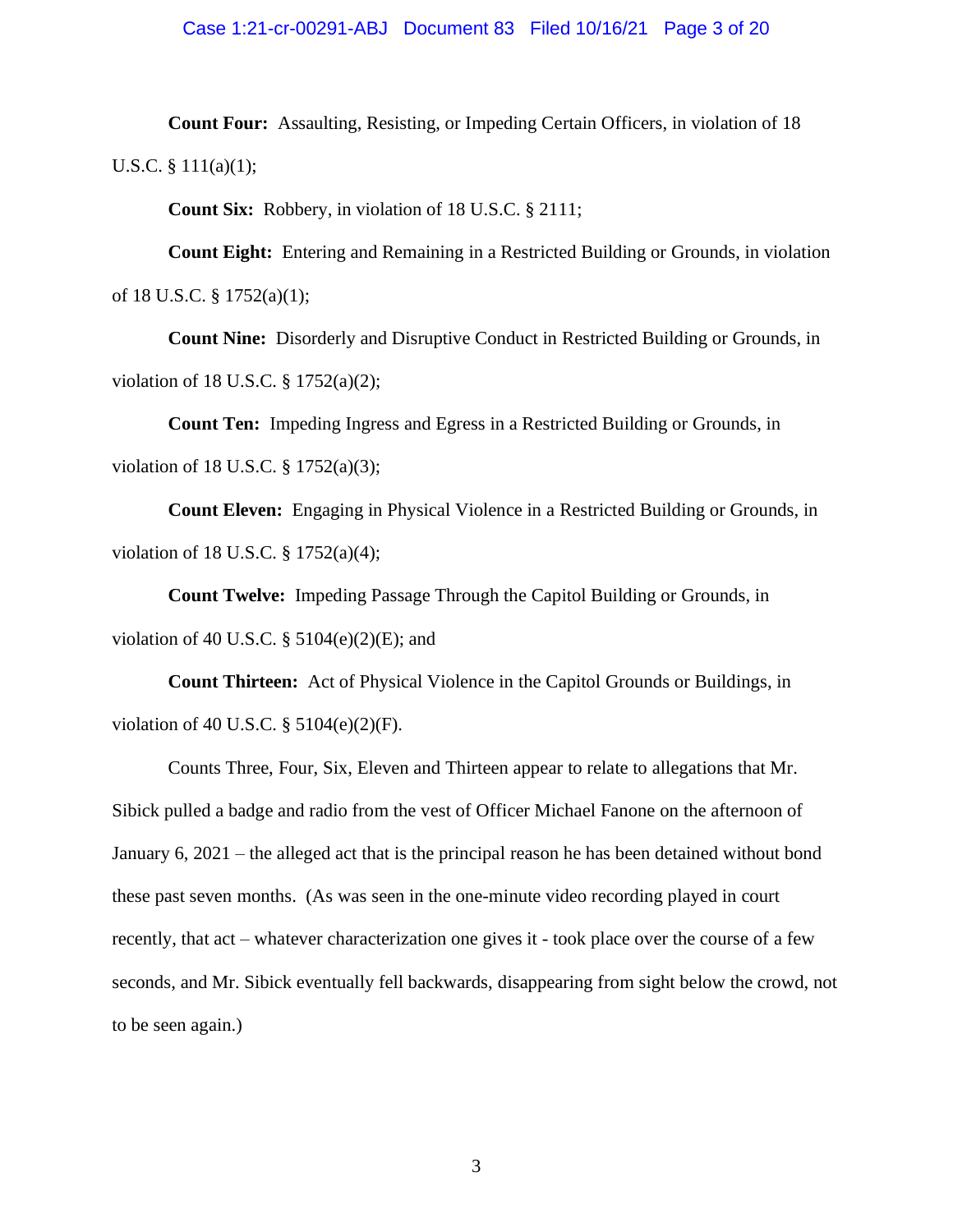**Count Four:** Assaulting, Resisting, or Impeding Certain Officers, in violation of 18 U.S.C. § 111(a)(1);

**Count Six:** Robbery, in violation of 18 U.S.C. § 2111;

**Count Eight:** Entering and Remaining in a Restricted Building or Grounds, in violation of 18 U.S.C. § 1752(a)(1);

**Count Nine:** Disorderly and Disruptive Conduct in Restricted Building or Grounds, in violation of 18 U.S.C. § 1752(a)(2);

**Count Ten:** Impeding Ingress and Egress in a Restricted Building or Grounds, in violation of 18 U.S.C. § 1752(a)(3);

**Count Eleven:** Engaging in Physical Violence in a Restricted Building or Grounds, in violation of 18 U.S.C. § 1752(a)(4);

**Count Twelve:** Impeding Passage Through the Capitol Building or Grounds, in violation of 40 U.S.C. § 5104(e)(2)(E); and

**Count Thirteen:** Act of Physical Violence in the Capitol Grounds or Buildings, in violation of 40 U.S.C. § 5104(e)(2)(F).

Counts Three, Four, Six, Eleven and Thirteen appear to relate to allegations that Mr. Sibick pulled a badge and radio from the vest of Officer Michael Fanone on the afternoon of January 6, 2021 – the alleged act that is the principal reason he has been detained without bond these past seven months. (As was seen in the one-minute video recording played in court recently, that act – whatever characterization one gives it - took place over the course of a few seconds, and Mr. Sibick eventually fell backwards, disappearing from sight below the crowd, not to be seen again.)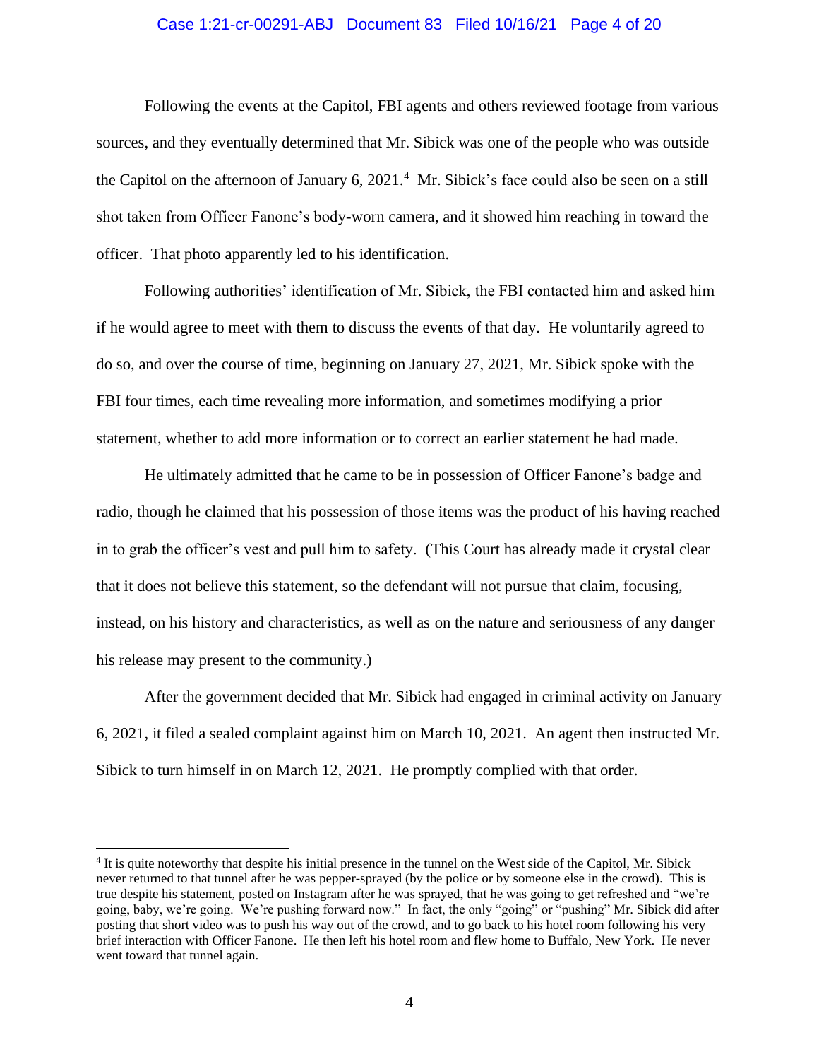Following the events at the Capitol, FBI agents and others reviewed footage from various sources, and they eventually determined that Mr. Sibick was one of the people who was outside the Capitol on the afternoon of January 6, 2021.[4] Mr. Sibick's face could also be seen on a still shot taken from Officer Fanone's body-worn camera, and it showed him reaching in toward the officer. That photo apparently led to his identification.

Following authorities' identification of Mr. Sibick, the FBI contacted him and asked him if he would agree to meet with them to discuss the events of that day. He voluntarily agreed to do so, and over the course of time, beginning on January 27, 2021, Mr. Sibick spoke with the FBI four times, each time revealing more information, and sometimes modifying a prior statement, whether to add more information or to correct an earlier statement he had made.

He ultimately admitted that he came to be in possession of Officer Fanone's badge and radio, though he claimed that his possession of those items was the product of his having reached in to grab the officer's vest and pull him to safety. (This Court has already made it crystal clear that it does not believe this statement, so the defendant will not pursue that claim, focusing, instead, on his history and characteristics, as well as on the nature and seriousness of any danger his release may present to the community.)

After the government decided that Mr. Sibick had engaged in criminal activity on January 6, 2021, it filed a sealed complaint against him on March 10, 2021. An agent then instructed Mr. Sibick to turn himself in on March 12, 2021. He promptly complied with that order.

---

[4] It is quite noteworthy that despite his initial presence in the tunnel on the West side of the Capitol, Mr. Sibick never returned to that tunnel after he was pepper-sprayed (by the police or by someone else in the crowd). This is true despite his statement, posted on Instagram after he was sprayed, that he was going to get refreshed and "we're going, baby, we're going. We're pushing forward now." In fact, the only "going" or "pushing" Mr. Sibick did after posting that short video was to push his way out of the crowd, and to go back to his hotel room following his very brief interaction with Officer Fanone. He then left his hotel room and flew home to Buffalo, New York. He never went toward that tunnel again.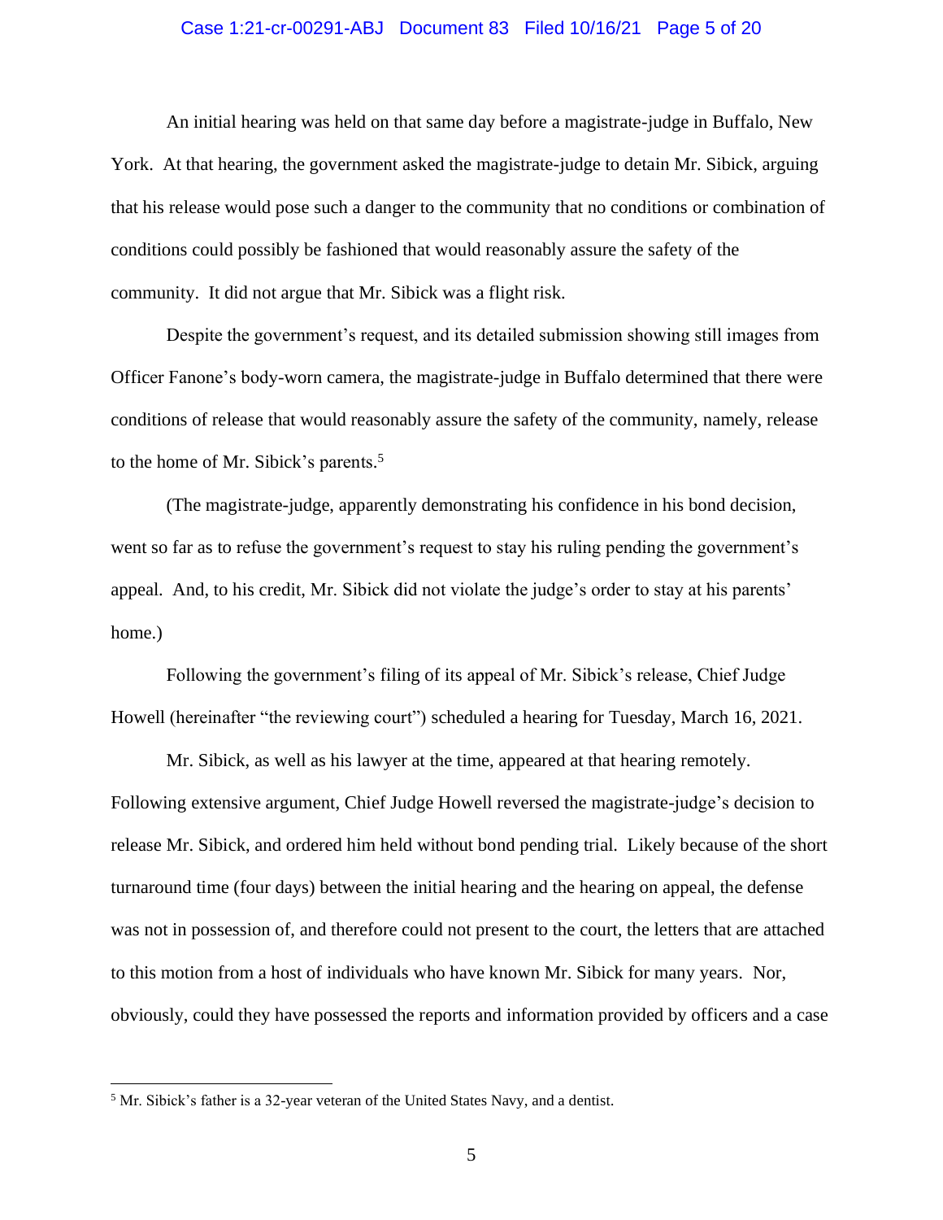An initial hearing was held on that same day before a magistrate-judge in Buffalo, New York. At that hearing, the government asked the magistrate-judge to detain Mr. Sibick, arguing that his release would pose such a danger to the community that no conditions or combination of conditions could possibly be fashioned that would reasonably assure the safety of the community. It did not argue that Mr. Sibick was a flight risk.

Despite the government's request, and its detailed submission showing still images from Officer Fanone's body-worn camera, the magistrate-judge in Buffalo determined that there were conditions of release that would reasonably assure the safety of the community, namely, release to the home of Mr. Sibick's parents.[5]

(The magistrate-judge, apparently demonstrating his confidence in his bond decision, went so far as to refuse the government's request to stay his ruling pending the government's appeal. And, to his credit, Mr. Sibick did not violate the judge's order to stay at his parents' home.)

Following the government's filing of its appeal of Mr. Sibick's release, Chief Judge Howell (hereinafter "the reviewing court") scheduled a hearing for Tuesday, March 16, 2021.

Mr. Sibick, as well as his lawyer at the time, appeared at that hearing remotely. Following extensive argument, Chief Judge Howell reversed the magistrate-judge's decision to release Mr. Sibick, and ordered him held without bond pending trial. Likely because of the short turnaround time (four days) between the initial hearing and the hearing on appeal, the defense was not in possession of, and therefore could not present to the court, the letters that are attached to this motion from a host of individuals who have known Mr. Sibick for many years. Nor, obviously, could they have possessed the reports and information provided by officers and a case

---

[5] Mr. Sibick's father is a 32-year veteran of the United States Navy, and a dentist.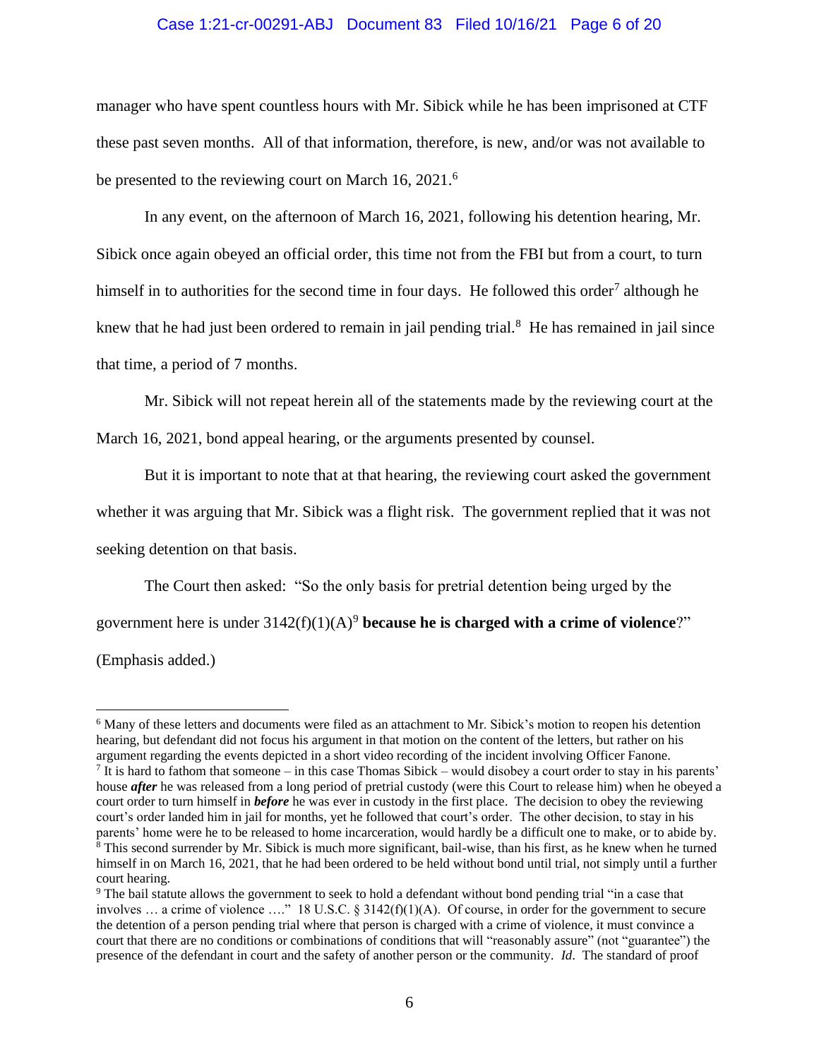manager who have spent countless hours with Mr. Sibick while he has been imprisoned at CTF these past seven months. All of that information, therefore, is new, and/or was not available to be presented to the reviewing court on March 16, 2021.[6]

In any event, on the afternoon of March 16, 2021, following his detention hearing, Mr. Sibick once again obeyed an official order, this time not from the FBI but from a court, to turn himself in to authorities for the second time in four days. He followed this order[7] although he knew that he had just been ordered to remain in jail pending trial.[8] He has remained in jail since that time, a period of 7 months.

Mr. Sibick will not repeat herein all of the statements made by the reviewing court at the March 16, 2021, bond appeal hearing, or the arguments presented by counsel.

But it is important to note that at that hearing, the reviewing court asked the government whether it was arguing that Mr. Sibick was a flight risk. The government replied that it was not seeking detention on that basis.

The Court then asked: "So the only basis for pretrial detention being urged by the government here is under 3142(f)(1)(A)[9] **because he is charged with a crime of violence**?" (Emphasis added.)

---

[6] Many of these letters and documents were filed as an attachment to Mr. Sibick's motion to reopen his detention hearing, but defendant did not focus his argument in that motion on the content of the letters, but rather on his argument regarding the events depicted in a short video recording of the incident involving Officer Fanone.

[7] It is hard to fathom that someone – in this case Thomas Sibick – would disobey a court order to stay in his parents' house ***after*** he was released from a long period of pretrial custody (were this Court to release him) when he obeyed a court order to turn himself in ***before*** he was ever in custody in the first place. The decision to obey the reviewing court's order landed him in jail for months, yet he followed that court's order. The other decision, to stay in his parents' home were he to be released to home incarceration, would hardly be a difficult one to make, or to abide by.

[8] This second surrender by Mr. Sibick is much more significant, bail-wise, than his first, as he knew when he turned himself in on March 16, 2021, that he had been ordered to be held without bond until trial, not simply until a further court hearing.

[9] The bail statute allows the government to seek to hold a defendant without bond pending trial "in a case that involves … a crime of violence …." 18 U.S.C. § 3142(f)(1)(A). Of course, in order for the government to secure the detention of a person pending trial where that person is charged with a crime of violence, it must convince a court that there are no conditions or combinations of conditions that will "reasonably assure" (not "guarantee") the presence of the defendant in court and the safety of another person or the community. *Id*. The standard of proof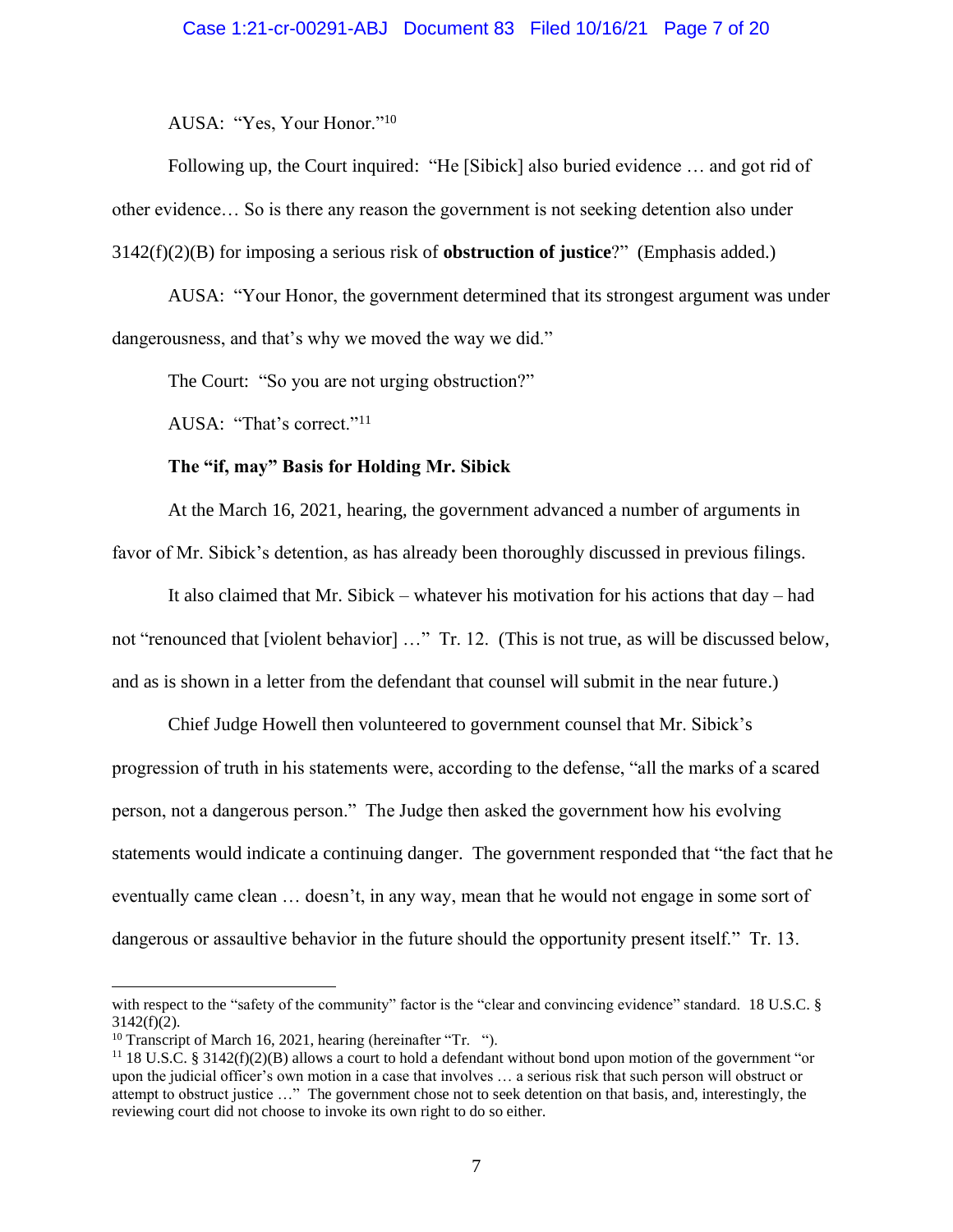AUSA: "Yes, Your Honor."[10]

Following up, the Court inquired: "He [Sibick] also buried evidence … and got rid of other evidence… So is there any reason the government is not seeking detention also under 3142(f)(2)(B) for imposing a serious risk of **obstruction of justice**?" (Emphasis added.)

AUSA: "Your Honor, the government determined that its strongest argument was under dangerousness, and that's why we moved the way we did."

The Court: "So you are not urging obstruction?"

AUSA: "That's correct."[11]

**The "if, may" Basis for Holding Mr. Sibick**

At the March 16, 2021, hearing, the government advanced a number of arguments in favor of Mr. Sibick's detention, as has already been thoroughly discussed in previous filings.

It also claimed that Mr. Sibick – whatever his motivation for his actions that day – had not "renounced that [violent behavior] …" Tr. 12. (This is not true, as will be discussed below, and as is shown in a letter from the defendant that counsel will submit in the near future.)

Chief Judge Howell then volunteered to government counsel that Mr. Sibick's progression of truth in his statements were, according to the defense, "all the marks of a scared person, not a dangerous person." The Judge then asked the government how his evolving statements would indicate a continuing danger. The government responded that "the fact that he eventually came clean … doesn't, in any way, mean that he would not engage in some sort of dangerous or assaultive behavior in the future should the opportunity present itself." Tr. 13.

---

with respect to the "safety of the community" factor is the "clear and convincing evidence" standard. 18 U.S.C. § 3142(f)(2).

[10] Transcript of March 16, 2021, hearing (hereinafter "Tr. ").

[11] 18 U.S.C. § 3142(f)(2)(B) allows a court to hold a defendant without bond upon motion of the government "or upon the judicial officer's own motion in a case that involves … a serious risk that such person will obstruct or attempt to obstruct justice …" The government chose not to seek detention on that basis, and, interestingly, the reviewing court did not choose to invoke its own right to do so either.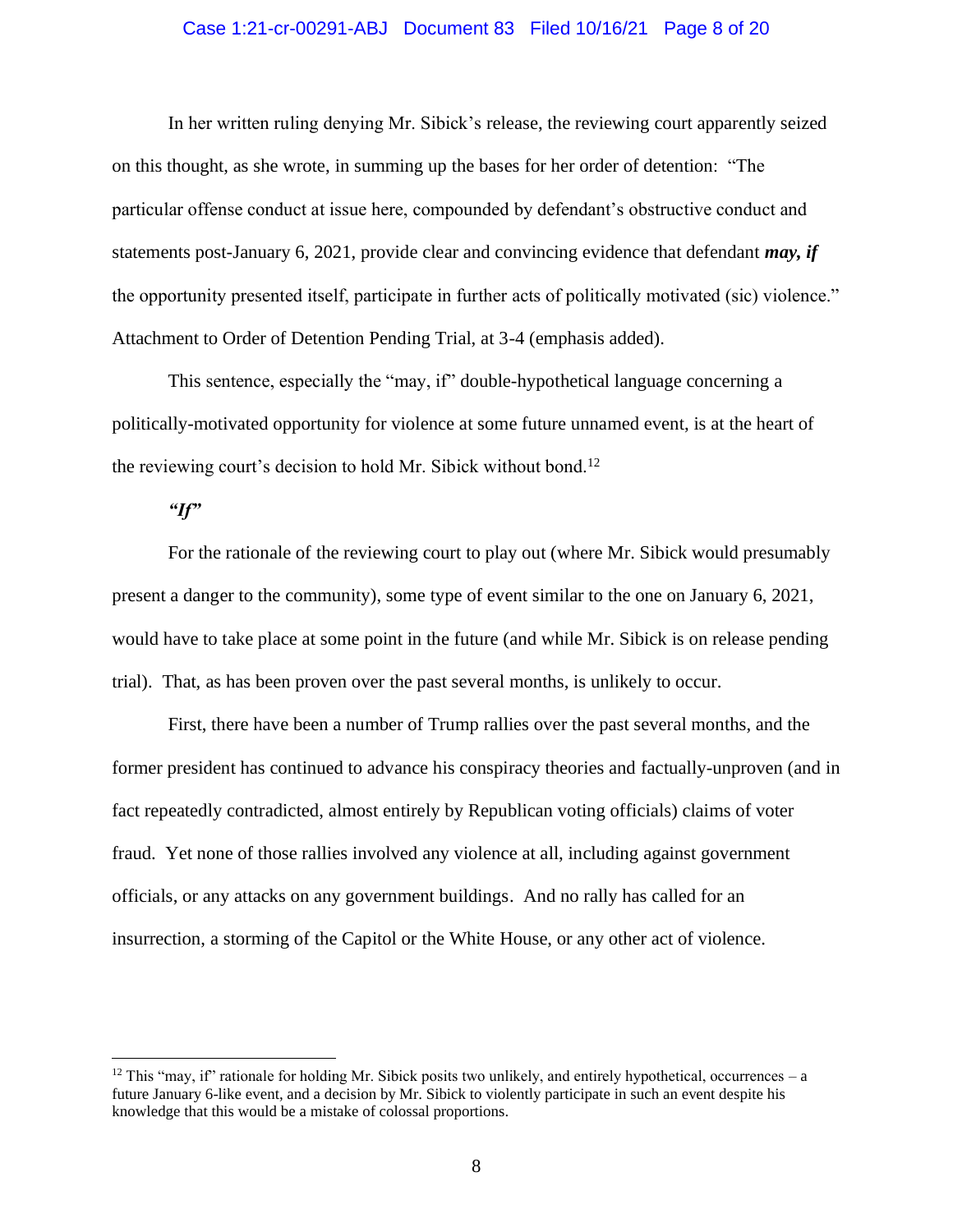In her written ruling denying Mr. Sibick's release, the reviewing court apparently seized on this thought, as she wrote, in summing up the bases for her order of detention: "The particular offense conduct at issue here, compounded by defendant's obstructive conduct and statements post-January 6, 2021, provide clear and convincing evidence that defendant ***may, if*** the opportunity presented itself, participate in further acts of politically motivated (sic) violence." Attachment to Order of Detention Pending Trial, at 3-4 (emphasis added).

This sentence, especially the "may, if" double-hypothetical language concerning a politically-motivated opportunity for violence at some future unnamed event, is at the heart of the reviewing court's decision to hold Mr. Sibick without bond.[12]

***"If"***

For the rationale of the reviewing court to play out (where Mr. Sibick would presumably present a danger to the community), some type of event similar to the one on January 6, 2021, would have to take place at some point in the future (and while Mr. Sibick is on release pending trial). That, as has been proven over the past several months, is unlikely to occur.

First, there have been a number of Trump rallies over the past several months, and the former president has continued to advance his conspiracy theories and factually-unproven (and in fact repeatedly contradicted, almost entirely by Republican voting officials) claims of voter fraud. Yet none of those rallies involved any violence at all, including against government officials, or any attacks on any government buildings. And no rally has called for an insurrection, a storming of the Capitol or the White House, or any other act of violence.

---

[12] This "may, if" rationale for holding Mr. Sibick posits two unlikely, and entirely hypothetical, occurrences – a future January 6-like event, and a decision by Mr. Sibick to violently participate in such an event despite his knowledge that this would be a mistake of colossal proportions.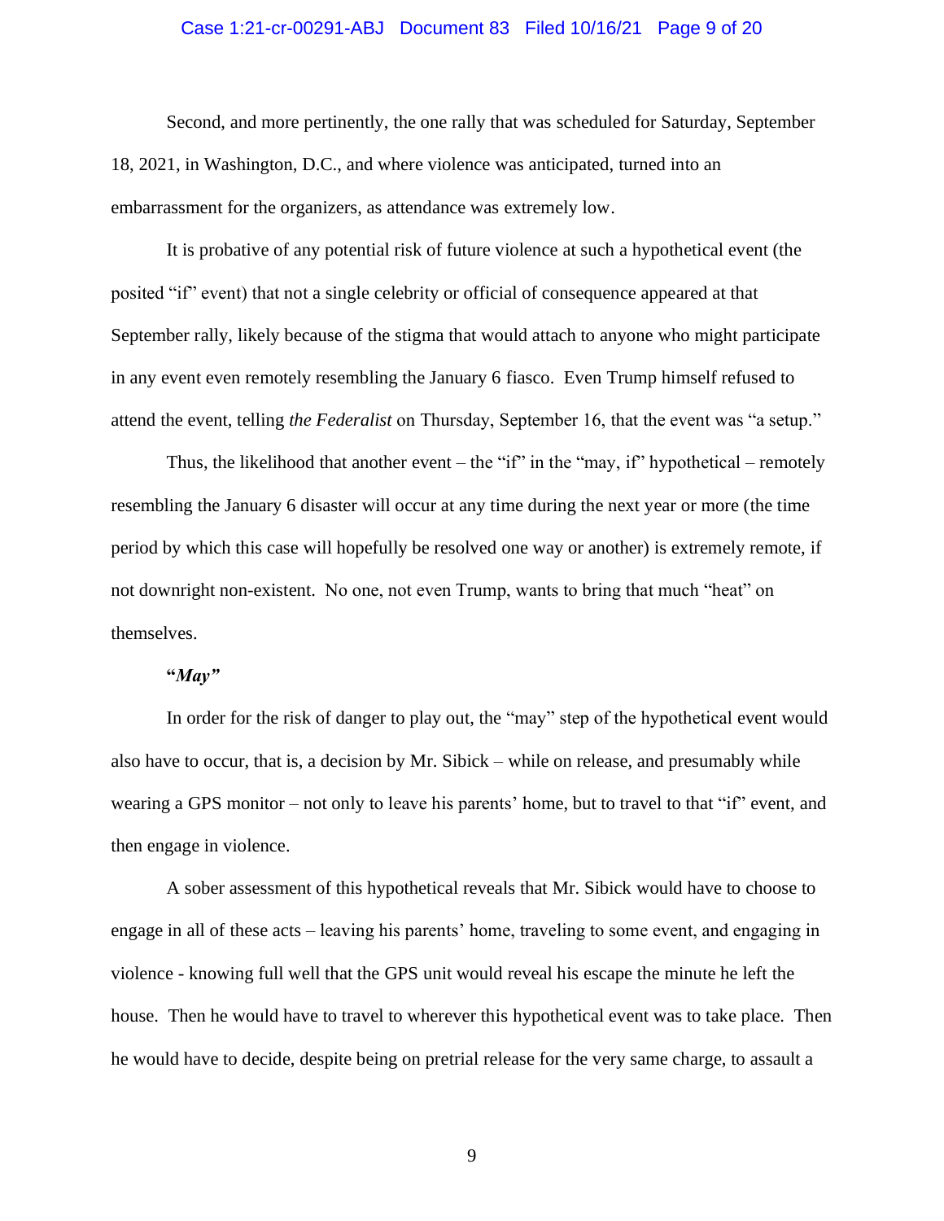Second, and more pertinently, the one rally that was scheduled for Saturday, September 18, 2021, in Washington, D.C., and where violence was anticipated, turned into an embarrassment for the organizers, as attendance was extremely low.

It is probative of any potential risk of future violence at such a hypothetical event (the posited "if" event) that not a single celebrity or official of consequence appeared at that September rally, likely because of the stigma that would attach to anyone who might participate in any event even remotely resembling the January 6 fiasco. Even Trump himself refused to attend the event, telling *the Federalist* on Thursday, September 16, that the event was "a setup."

Thus, the likelihood that another event – the "if" in the "may, if" hypothetical – remotely resembling the January 6 disaster will occur at any time during the next year or more (the time period by which this case will hopefully be resolved one way or another) is extremely remote, if not downright non-existent. No one, not even Trump, wants to bring that much "heat" on themselves.

**"*May*"**

In order for the risk of danger to play out, the "may" step of the hypothetical event would also have to occur, that is, a decision by Mr. Sibick – while on release, and presumably while wearing a GPS monitor – not only to leave his parents' home, but to travel to that "if" event, and then engage in violence.

A sober assessment of this hypothetical reveals that Mr. Sibick would have to choose to engage in all of these acts – leaving his parents' home, traveling to some event, and engaging in violence - knowing full well that the GPS unit would reveal his escape the minute he left the house. Then he would have to travel to wherever this hypothetical event was to take place. Then he would have to decide, despite being on pretrial release for the very same charge, to assault a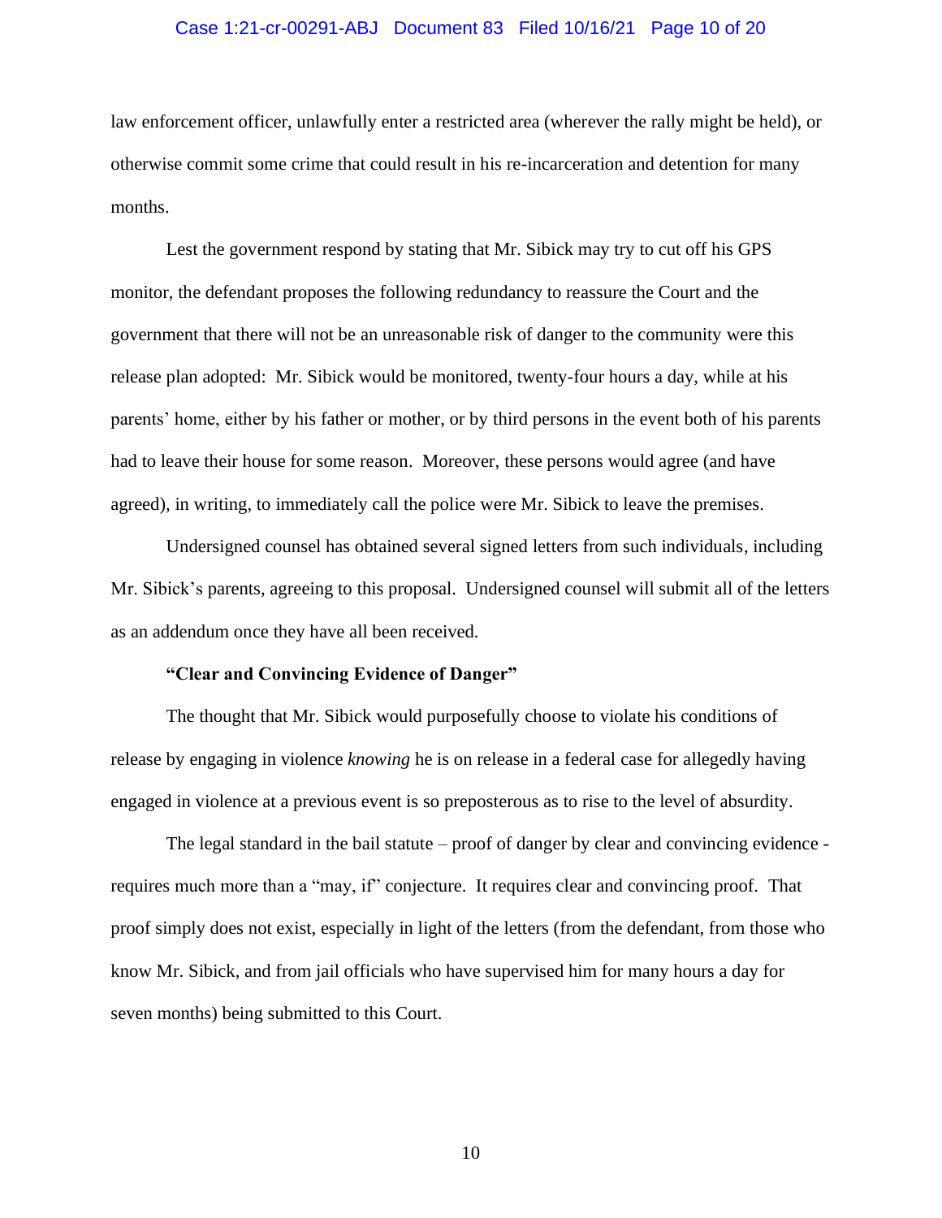law enforcement officer, unlawfully enter a restricted area (wherever the rally might be held), or otherwise commit some crime that could result in his re-incarceration and detention for many months.

Lest the government respond by stating that Mr. Sibick may try to cut off his GPS monitor, the defendant proposes the following redundancy to reassure the Court and the government that there will not be an unreasonable risk of danger to the community were this release plan adopted: Mr. Sibick would be monitored, twenty-four hours a day, while at his parents' home, either by his father or mother, or by third persons in the event both of his parents had to leave their house for some reason. Moreover, these persons would agree (and have agreed), in writing, to immediately call the police were Mr. Sibick to leave the premises.

Undersigned counsel has obtained several signed letters from such individuals, including Mr. Sibick's parents, agreeing to this proposal. Undersigned counsel will submit all of the letters as an addendum once they have all been received.

**"Clear and Convincing Evidence of Danger"**

The thought that Mr. Sibick would purposefully choose to violate his conditions of release by engaging in violence *knowing* he is on release in a federal case for allegedly having engaged in violence at a previous event is so preposterous as to rise to the level of absurdity.

The legal standard in the bail statute – proof of danger by clear and convincing evidence - requires much more than a "may, if" conjecture. It requires clear and convincing proof. That proof simply does not exist, especially in light of the letters (from the defendant, from those who know Mr. Sibick, and from jail officials who have supervised him for many hours a day for seven months) being submitted to this Court.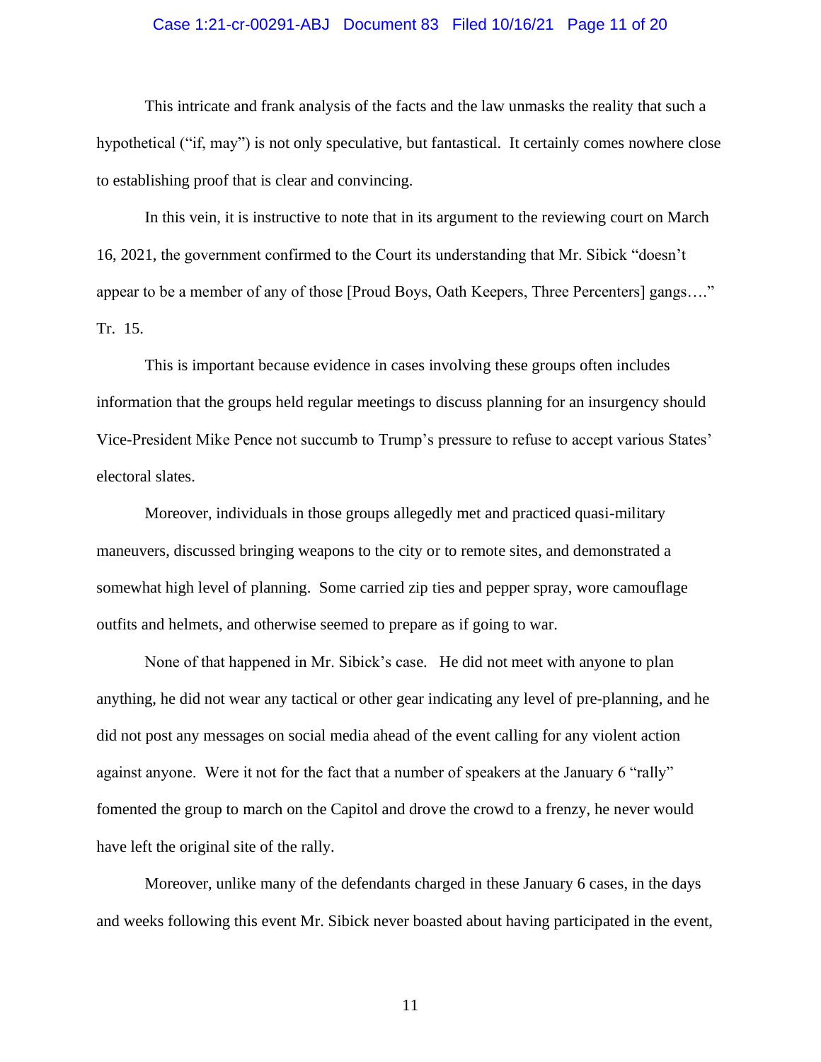This intricate and frank analysis of the facts and the law unmasks the reality that such a hypothetical ("if, may") is not only speculative, but fantastical. It certainly comes nowhere close to establishing proof that is clear and convincing.

In this vein, it is instructive to note that in its argument to the reviewing court on March 16, 2021, the government confirmed to the Court its understanding that Mr. Sibick "doesn't appear to be a member of any of those [Proud Boys, Oath Keepers, Three Percenters] gangs…." Tr. 15.

This is important because evidence in cases involving these groups often includes information that the groups held regular meetings to discuss planning for an insurgency should Vice-President Mike Pence not succumb to Trump's pressure to refuse to accept various States' electoral slates.

Moreover, individuals in those groups allegedly met and practiced quasi-military maneuvers, discussed bringing weapons to the city or to remote sites, and demonstrated a somewhat high level of planning. Some carried zip ties and pepper spray, wore camouflage outfits and helmets, and otherwise seemed to prepare as if going to war.

None of that happened in Mr. Sibick's case. He did not meet with anyone to plan anything, he did not wear any tactical or other gear indicating any level of pre-planning, and he did not post any messages on social media ahead of the event calling for any violent action against anyone. Were it not for the fact that a number of speakers at the January 6 "rally" fomented the group to march on the Capitol and drove the crowd to a frenzy, he never would have left the original site of the rally.

Moreover, unlike many of the defendants charged in these January 6 cases, in the days and weeks following this event Mr. Sibick never boasted about having participated in the event,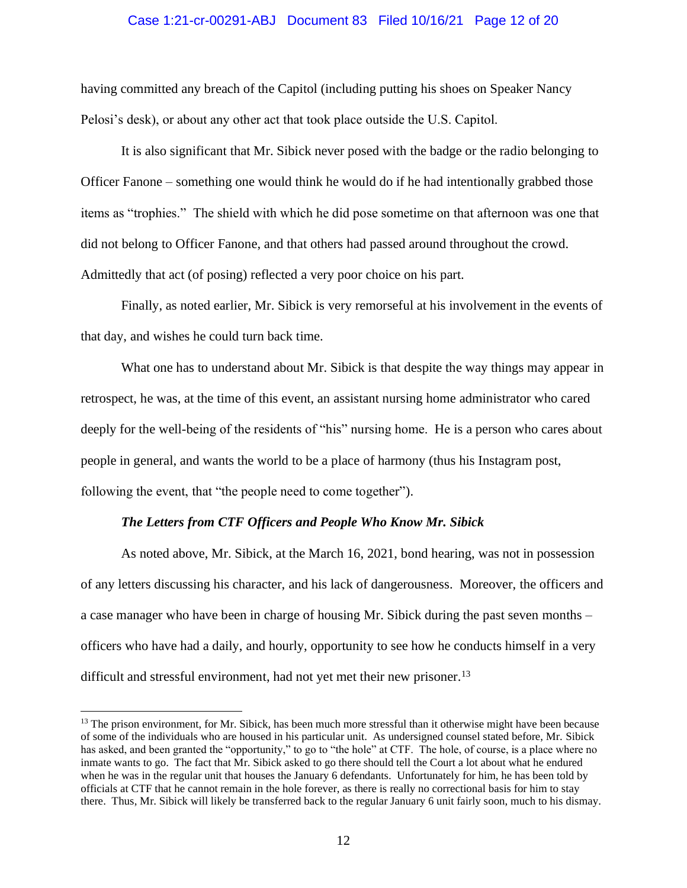having committed any breach of the Capitol (including putting his shoes on Speaker Nancy Pelosi's desk), or about any other act that took place outside the U.S. Capitol.

It is also significant that Mr. Sibick never posed with the badge or the radio belonging to Officer Fanone – something one would think he would do if he had intentionally grabbed those items as "trophies." The shield with which he did pose sometime on that afternoon was one that did not belong to Officer Fanone, and that others had passed around throughout the crowd. Admittedly that act (of posing) reflected a very poor choice on his part.

Finally, as noted earlier, Mr. Sibick is very remorseful at his involvement in the events of that day, and wishes he could turn back time.

What one has to understand about Mr. Sibick is that despite the way things may appear in retrospect, he was, at the time of this event, an assistant nursing home administrator who cared deeply for the well-being of the residents of "his" nursing home. He is a person who cares about people in general, and wants the world to be a place of harmony (thus his Instagram post, following the event, that "the people need to come together").

***The Letters from CTF Officers and People Who Know Mr. Sibick***

As noted above, Mr. Sibick, at the March 16, 2021, bond hearing, was not in possession of any letters discussing his character, and his lack of dangerousness. Moreover, the officers and a case manager who have been in charge of housing Mr. Sibick during the past seven months – officers who have had a daily, and hourly, opportunity to see how he conducts himself in a very difficult and stressful environment, had not yet met their new prisoner.[13]

---

[13] The prison environment, for Mr. Sibick, has been much more stressful than it otherwise might have been because of some of the individuals who are housed in his particular unit. As undersigned counsel stated before, Mr. Sibick has asked, and been granted the "opportunity," to go to "the hole" at CTF. The hole, of course, is a place where no inmate wants to go. The fact that Mr. Sibick asked to go there should tell the Court a lot about what he endured when he was in the regular unit that houses the January 6 defendants. Unfortunately for him, he has been told by officials at CTF that he cannot remain in the hole forever, as there is really no correctional basis for him to stay there. Thus, Mr. Sibick will likely be transferred back to the regular January 6 unit fairly soon, much to his dismay.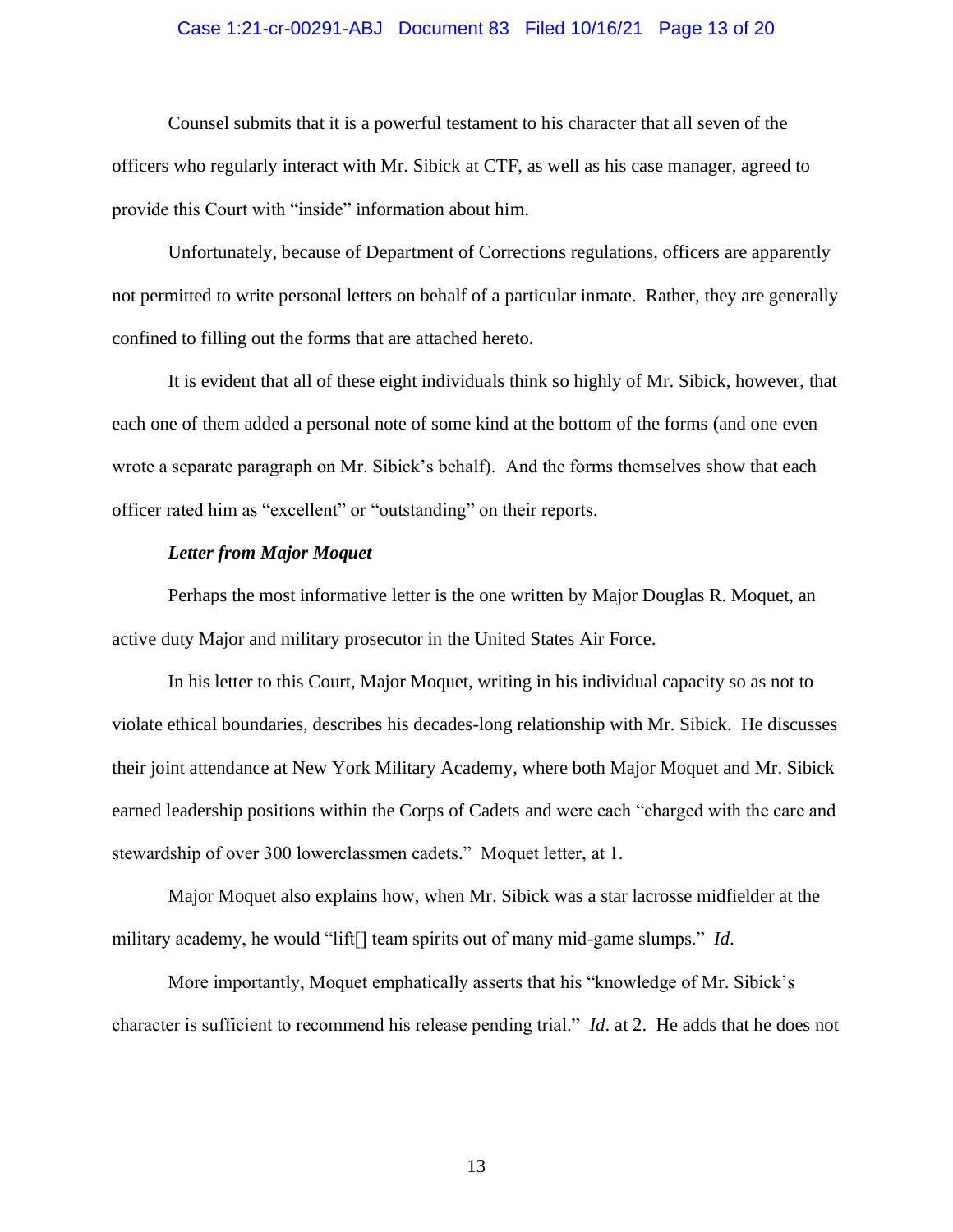Counsel submits that it is a powerful testament to his character that all seven of the officers who regularly interact with Mr. Sibick at CTF, as well as his case manager, agreed to provide this Court with "inside" information about him.

Unfortunately, because of Department of Corrections regulations, officers are apparently not permitted to write personal letters on behalf of a particular inmate. Rather, they are generally confined to filling out the forms that are attached hereto.

It is evident that all of these eight individuals think so highly of Mr. Sibick, however, that each one of them added a personal note of some kind at the bottom of the forms (and one even wrote a separate paragraph on Mr. Sibick's behalf). And the forms themselves show that each officer rated him as "excellent" or "outstanding" on their reports.

***Letter from Major Moquet***

Perhaps the most informative letter is the one written by Major Douglas R. Moquet, an active duty Major and military prosecutor in the United States Air Force.

In his letter to this Court, Major Moquet, writing in his individual capacity so as not to violate ethical boundaries, describes his decades-long relationship with Mr. Sibick. He discusses their joint attendance at New York Military Academy, where both Major Moquet and Mr. Sibick earned leadership positions within the Corps of Cadets and were each "charged with the care and stewardship of over 300 lowerclassmen cadets." Moquet letter, at 1.

Major Moquet also explains how, when Mr. Sibick was a star lacrosse midfielder at the military academy, he would "lift[] team spirits out of many mid-game slumps." *Id*.

More importantly, Moquet emphatically asserts that his "knowledge of Mr. Sibick's character is sufficient to recommend his release pending trial." *Id*. at 2. He adds that he does not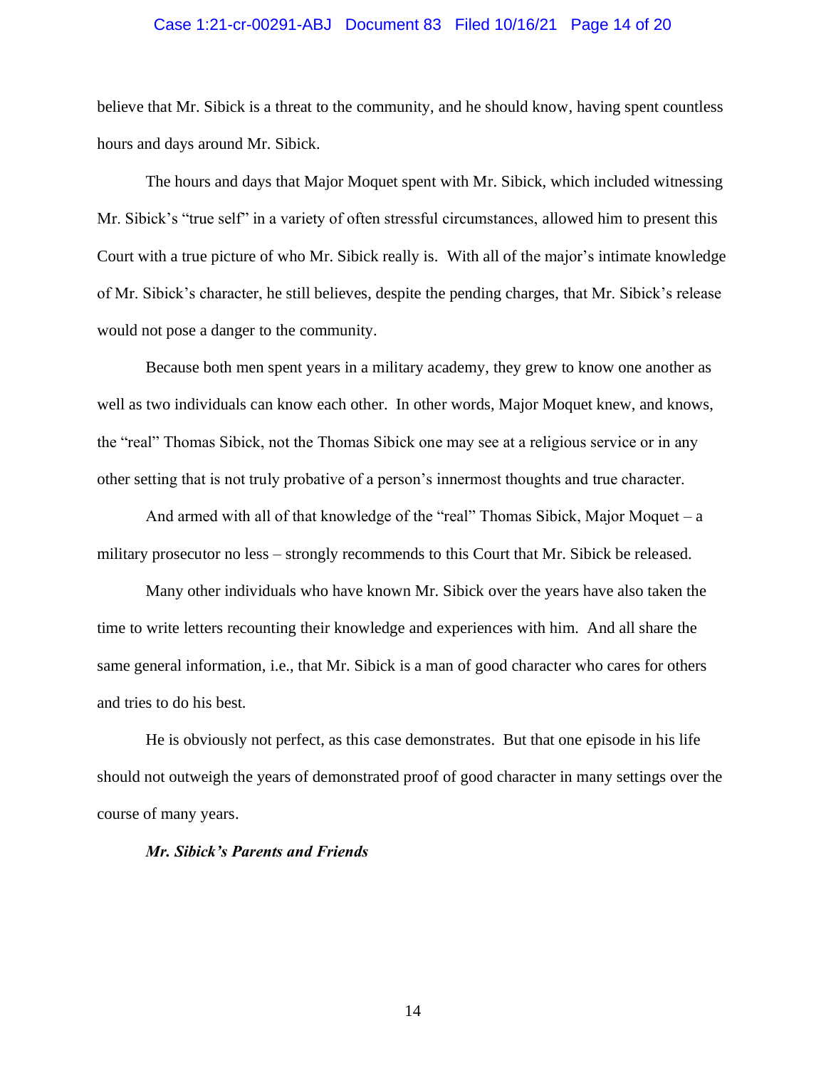believe that Mr. Sibick is a threat to the community, and he should know, having spent countless hours and days around Mr. Sibick.

The hours and days that Major Moquet spent with Mr. Sibick, which included witnessing Mr. Sibick's "true self" in a variety of often stressful circumstances, allowed him to present this Court with a true picture of who Mr. Sibick really is. With all of the major's intimate knowledge of Mr. Sibick's character, he still believes, despite the pending charges, that Mr. Sibick's release would not pose a danger to the community.

Because both men spent years in a military academy, they grew to know one another as well as two individuals can know each other. In other words, Major Moquet knew, and knows, the "real" Thomas Sibick, not the Thomas Sibick one may see at a religious service or in any other setting that is not truly probative of a person's innermost thoughts and true character.

And armed with all of that knowledge of the "real" Thomas Sibick, Major Moquet – a military prosecutor no less – strongly recommends to this Court that Mr. Sibick be released.

Many other individuals who have known Mr. Sibick over the years have also taken the time to write letters recounting their knowledge and experiences with him. And all share the same general information, i.e., that Mr. Sibick is a man of good character who cares for others and tries to do his best.

He is obviously not perfect, as this case demonstrates. But that one episode in his life should not outweigh the years of demonstrated proof of good character in many settings over the course of many years.

***Mr. Sibick's Parents and Friends***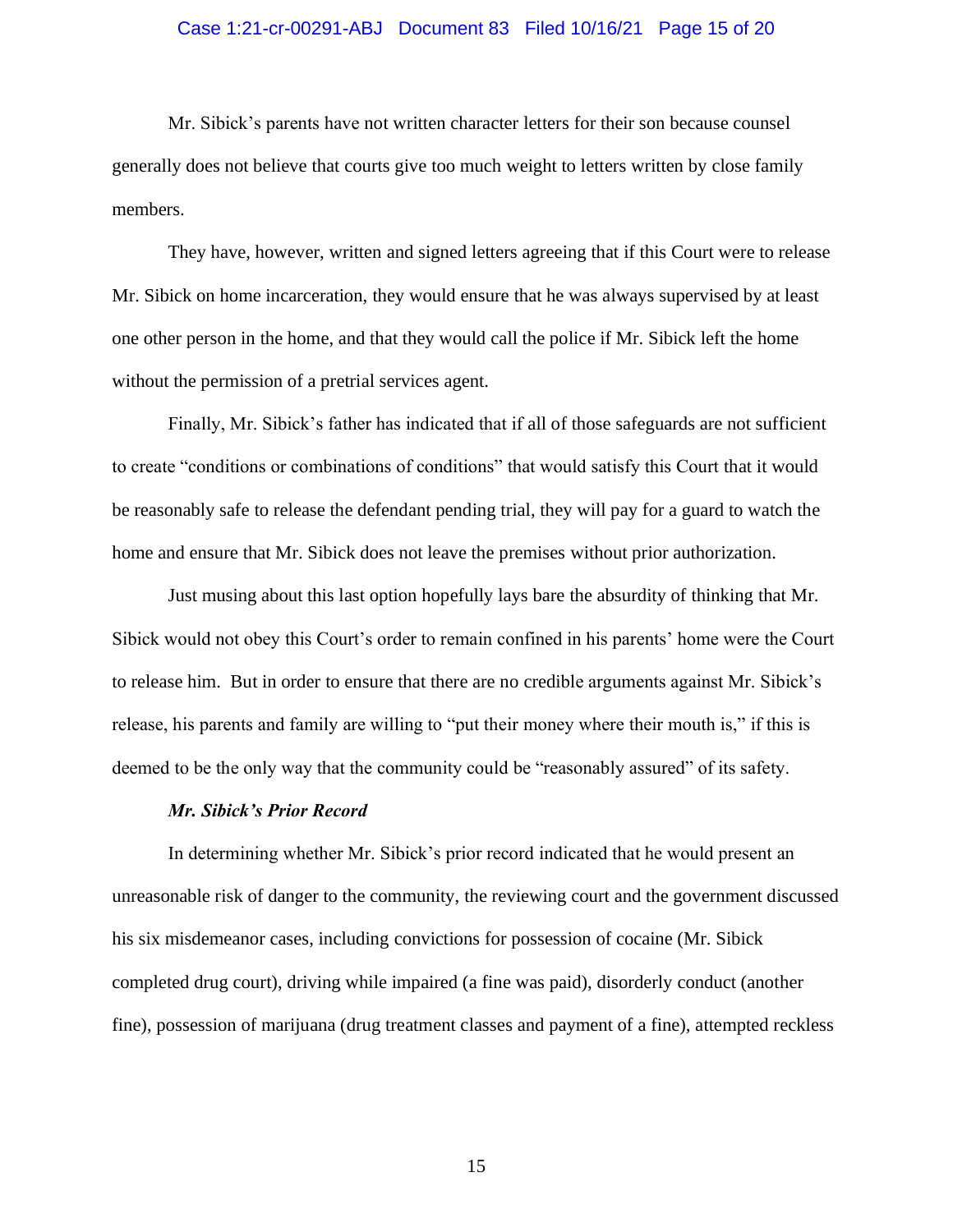Mr. Sibick's parents have not written character letters for their son because counsel generally does not believe that courts give too much weight to letters written by close family members.

They have, however, written and signed letters agreeing that if this Court were to release Mr. Sibick on home incarceration, they would ensure that he was always supervised by at least one other person in the home, and that they would call the police if Mr. Sibick left the home without the permission of a pretrial services agent.

Finally, Mr. Sibick's father has indicated that if all of those safeguards are not sufficient to create "conditions or combinations of conditions" that would satisfy this Court that it would be reasonably safe to release the defendant pending trial, they will pay for a guard to watch the home and ensure that Mr. Sibick does not leave the premises without prior authorization.

Just musing about this last option hopefully lays bare the absurdity of thinking that Mr. Sibick would not obey this Court's order to remain confined in his parents' home were the Court to release him. But in order to ensure that there are no credible arguments against Mr. Sibick's release, his parents and family are willing to "put their money where their mouth is," if this is deemed to be the only way that the community could be "reasonably assured" of its safety.

***Mr. Sibick's Prior Record***

In determining whether Mr. Sibick's prior record indicated that he would present an unreasonable risk of danger to the community, the reviewing court and the government discussed his six misdemeanor cases, including convictions for possession of cocaine (Mr. Sibick completed drug court), driving while impaired (a fine was paid), disorderly conduct (another fine), possession of marijuana (drug treatment classes and payment of a fine), attempted reckless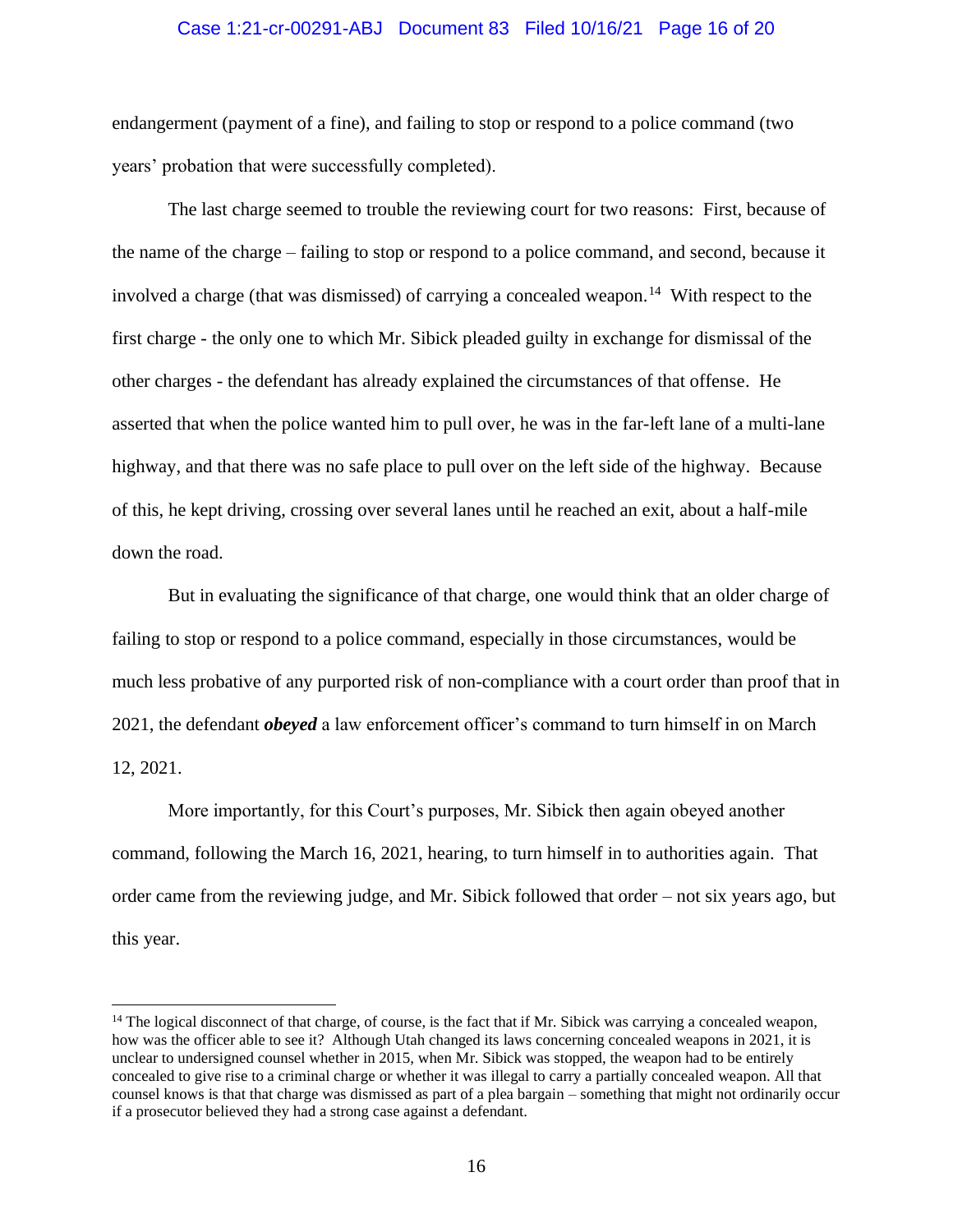endangerment (payment of a fine), and failing to stop or respond to a police command (two years' probation that were successfully completed).

The last charge seemed to trouble the reviewing court for two reasons: First, because of the name of the charge – failing to stop or respond to a police command, and second, because it involved a charge (that was dismissed) of carrying a concealed weapon.[14] With respect to the first charge - the only one to which Mr. Sibick pleaded guilty in exchange for dismissal of the other charges - the defendant has already explained the circumstances of that offense. He asserted that when the police wanted him to pull over, he was in the far-left lane of a multi-lane highway, and that there was no safe place to pull over on the left side of the highway. Because of this, he kept driving, crossing over several lanes until he reached an exit, about a half-mile down the road.

But in evaluating the significance of that charge, one would think that an older charge of failing to stop or respond to a police command, especially in those circumstances, would be much less probative of any purported risk of non-compliance with a court order than proof that in 2021, the defendant ***obeyed*** a law enforcement officer's command to turn himself in on March 12, 2021.

More importantly, for this Court's purposes, Mr. Sibick then again obeyed another command, following the March 16, 2021, hearing, to turn himself in to authorities again. That order came from the reviewing judge, and Mr. Sibick followed that order – not six years ago, but this year.

---

[14] The logical disconnect of that charge, of course, is the fact that if Mr. Sibick was carrying a concealed weapon, how was the officer able to see it? Although Utah changed its laws concerning concealed weapons in 2021, it is unclear to undersigned counsel whether in 2015, when Mr. Sibick was stopped, the weapon had to be entirely concealed to give rise to a criminal charge or whether it was illegal to carry a partially concealed weapon. All that counsel knows is that that charge was dismissed as part of a plea bargain – something that might not ordinarily occur if a prosecutor believed they had a strong case against a defendant.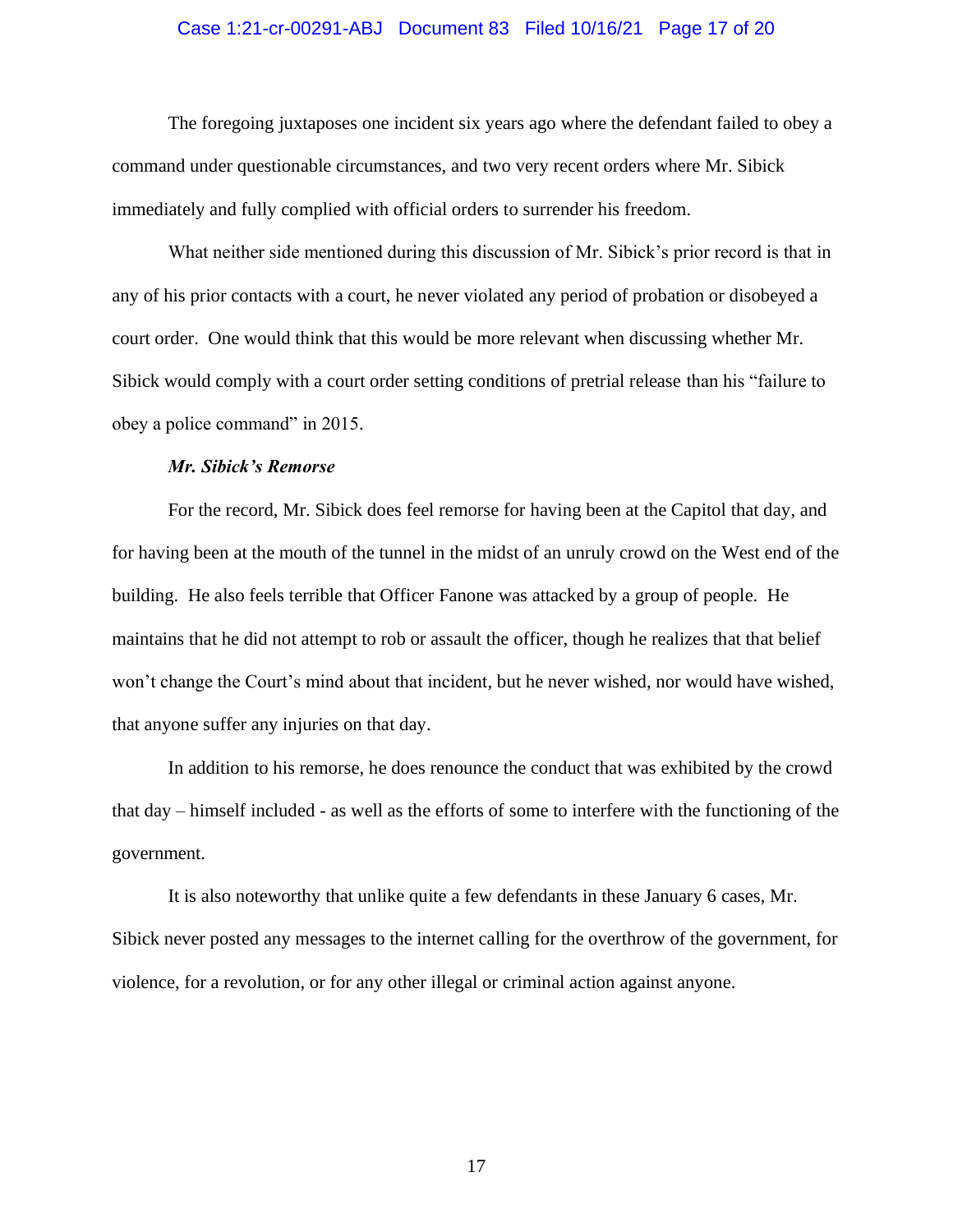The foregoing juxtaposes one incident six years ago where the defendant failed to obey a command under questionable circumstances, and two very recent orders where Mr. Sibick immediately and fully complied with official orders to surrender his freedom.

What neither side mentioned during this discussion of Mr. Sibick's prior record is that in any of his prior contacts with a court, he never violated any period of probation or disobeyed a court order. One would think that this would be more relevant when discussing whether Mr. Sibick would comply with a court order setting conditions of pretrial release than his "failure to obey a police command" in 2015.

***Mr. Sibick's Remorse***

For the record, Mr. Sibick does feel remorse for having been at the Capitol that day, and for having been at the mouth of the tunnel in the midst of an unruly crowd on the West end of the building. He also feels terrible that Officer Fanone was attacked by a group of people. He maintains that he did not attempt to rob or assault the officer, though he realizes that that belief won't change the Court's mind about that incident, but he never wished, nor would have wished, that anyone suffer any injuries on that day.

In addition to his remorse, he does renounce the conduct that was exhibited by the crowd that day – himself included - as well as the efforts of some to interfere with the functioning of the government.

It is also noteworthy that unlike quite a few defendants in these January 6 cases, Mr. Sibick never posted any messages to the internet calling for the overthrow of the government, for violence, for a revolution, or for any other illegal or criminal action against anyone.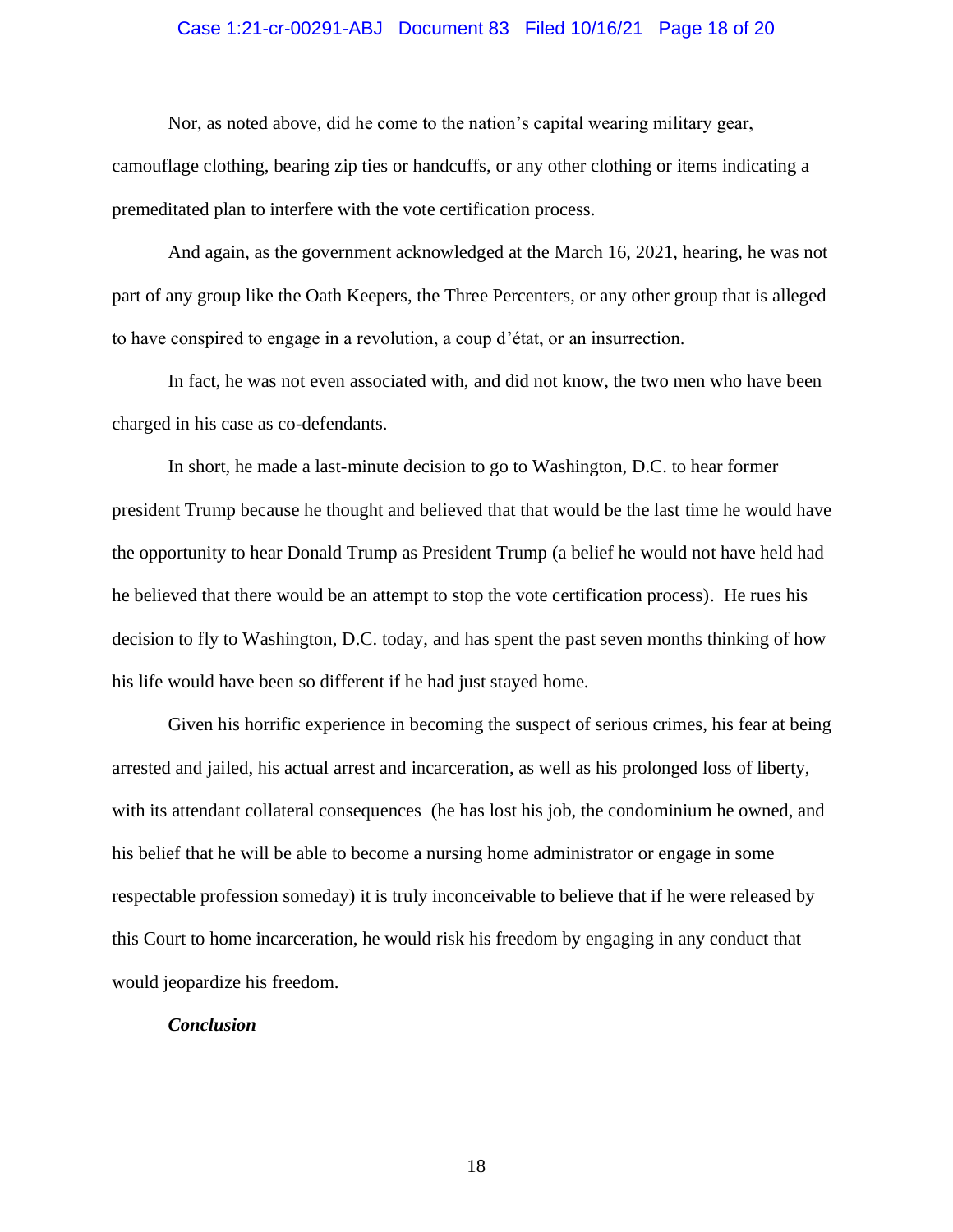Nor, as noted above, did he come to the nation's capital wearing military gear, camouflage clothing, bearing zip ties or handcuffs, or any other clothing or items indicating a premeditated plan to interfere with the vote certification process.

And again, as the government acknowledged at the March 16, 2021, hearing, he was not part of any group like the Oath Keepers, the Three Percenters, or any other group that is alleged to have conspired to engage in a revolution, a coup d'état, or an insurrection.

In fact, he was not even associated with, and did not know, the two men who have been charged in his case as co-defendants.

In short, he made a last-minute decision to go to Washington, D.C. to hear former president Trump because he thought and believed that that would be the last time he would have the opportunity to hear Donald Trump as President Trump (a belief he would not have held had he believed that there would be an attempt to stop the vote certification process). He rues his decision to fly to Washington, D.C. today, and has spent the past seven months thinking of how his life would have been so different if he had just stayed home.

Given his horrific experience in becoming the suspect of serious crimes, his fear at being arrested and jailed, his actual arrest and incarceration, as well as his prolonged loss of liberty, with its attendant collateral consequences (he has lost his job, the condominium he owned, and his belief that he will be able to become a nursing home administrator or engage in some respectable profession someday) it is truly inconceivable to believe that if he were released by this Court to home incarceration, he would risk his freedom by engaging in any conduct that would jeopardize his freedom.

***Conclusion***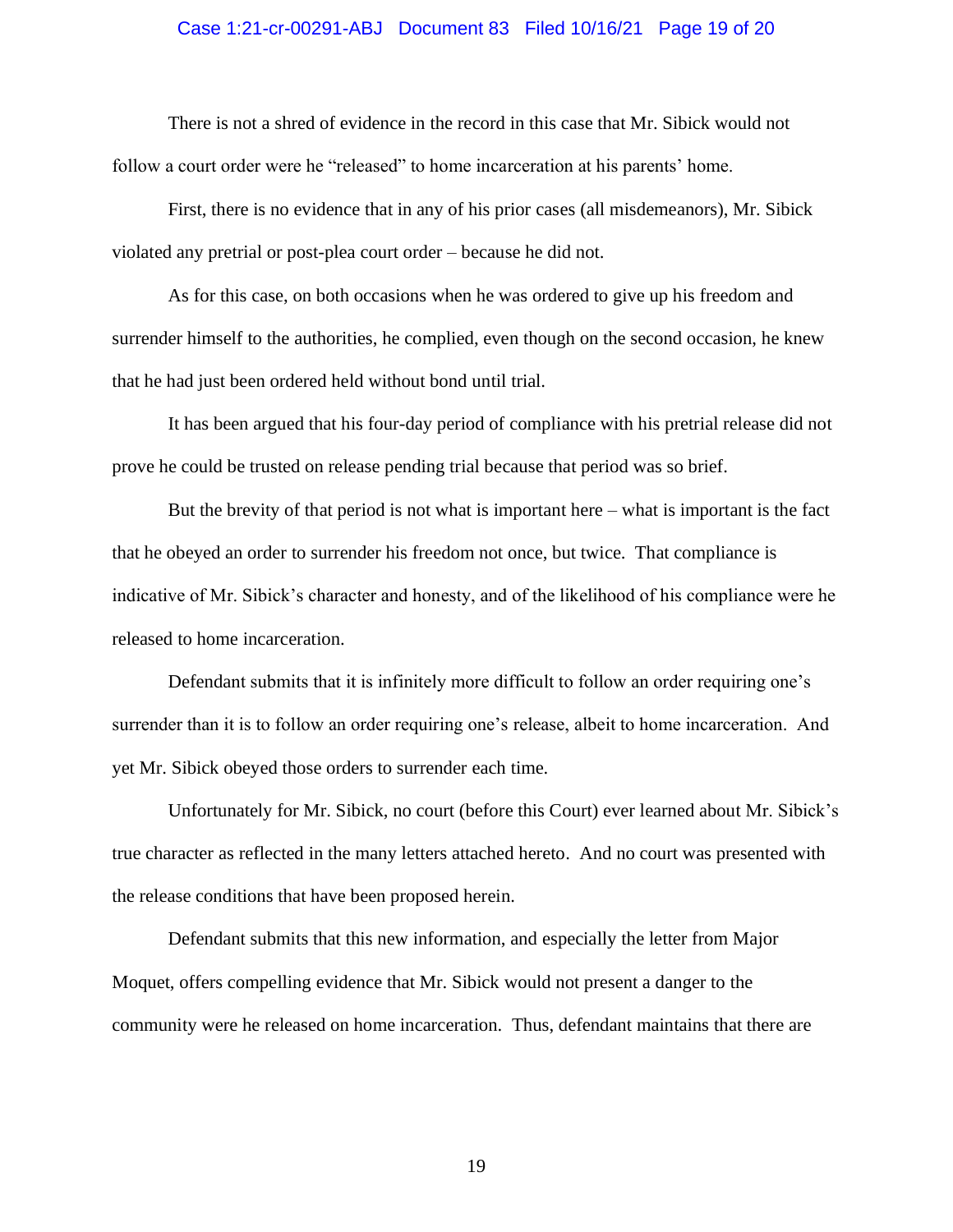There is not a shred of evidence in the record in this case that Mr. Sibick would not follow a court order were he "released" to home incarceration at his parents' home.

First, there is no evidence that in any of his prior cases (all misdemeanors), Mr. Sibick violated any pretrial or post-plea court order – because he did not.

As for this case, on both occasions when he was ordered to give up his freedom and surrender himself to the authorities, he complied, even though on the second occasion, he knew that he had just been ordered held without bond until trial.

It has been argued that his four-day period of compliance with his pretrial release did not prove he could be trusted on release pending trial because that period was so brief.

But the brevity of that period is not what is important here – what is important is the fact that he obeyed an order to surrender his freedom not once, but twice. That compliance is indicative of Mr. Sibick's character and honesty, and of the likelihood of his compliance were he released to home incarceration.

Defendant submits that it is infinitely more difficult to follow an order requiring one's surrender than it is to follow an order requiring one's release, albeit to home incarceration. And yet Mr. Sibick obeyed those orders to surrender each time.

Unfortunately for Mr. Sibick, no court (before this Court) ever learned about Mr. Sibick's true character as reflected in the many letters attached hereto. And no court was presented with the release conditions that have been proposed herein.

Defendant submits that this new information, and especially the letter from Major Moquet, offers compelling evidence that Mr. Sibick would not present a danger to the community were he released on home incarceration. Thus, defendant maintains that there are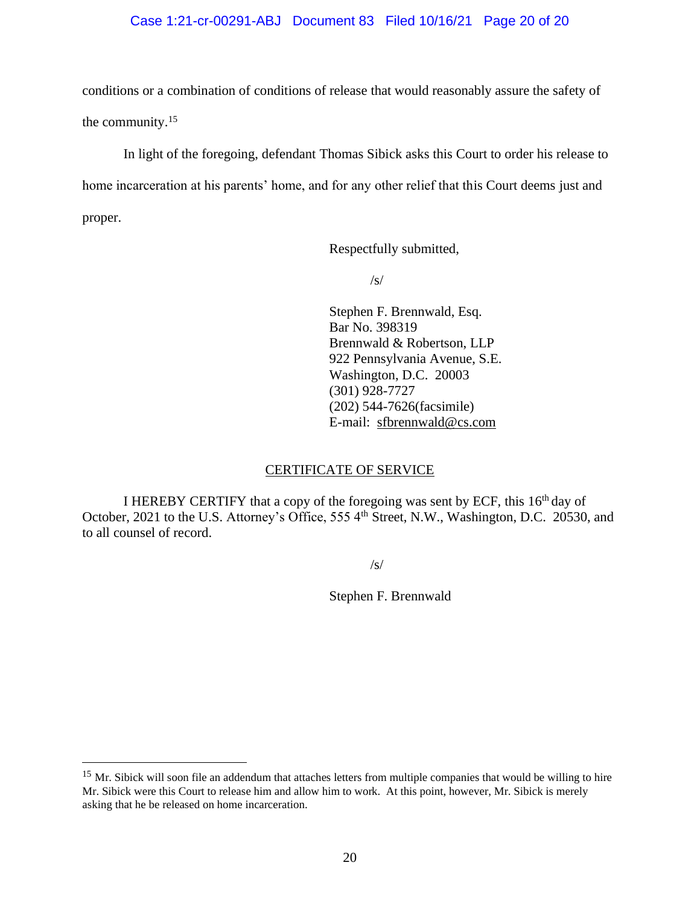conditions or a combination of conditions of release that would reasonably assure the safety of the community.[15]

In light of the foregoing, defendant Thomas Sibick asks this Court to order his release to home incarceration at his parents' home, and for any other relief that this Court deems just and proper.

Respectfully submitted,

/s/

Stephen F. Brennwald, Esq.
Bar No. 398319
Brennwald & Robertson, LLP
922 Pennsylvania Avenue, S.E.
Washington, D.C. 20003
(301) 928-7727
(202) 544-7626(facsimile)
E-mail: sfbrennwald@cs.com

## CERTIFICATE OF SERVICE

I HEREBY CERTIFY that a copy of the foregoing was sent by ECF, this 16th day of October, 2021 to the U.S. Attorney's Office, 555 4th Street, N.W., Washington, D.C. 20530, and to all counsel of record.

/s/

Stephen F. Brennwald

[15] Mr. Sibick will soon file an addendum that attaches letters from multiple companies that would be willing to hire Mr. Sibick were this Court to release him and allow him to work. At this point, however, Mr. Sibick is merely asking that he be released on home incarceration.